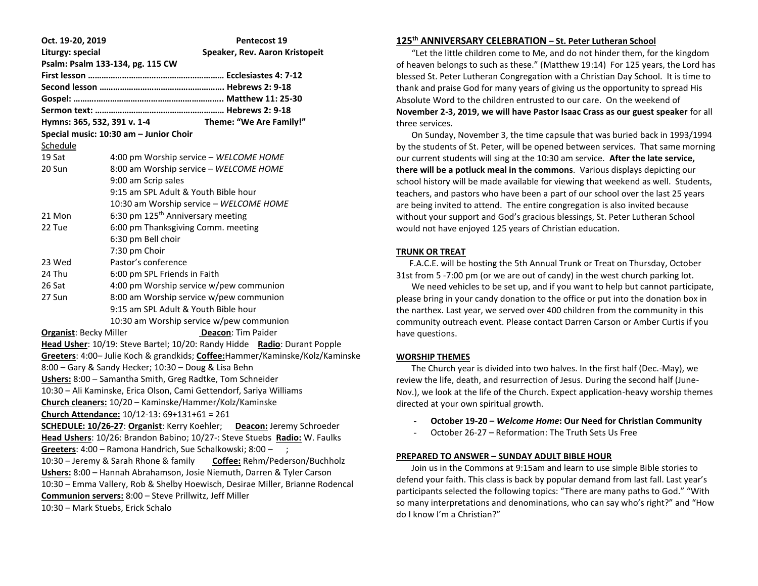**Oct. 19-20, 2019** **Pentecost 19**

**Liturgy: special** **Speaker, Rev. Aaron Kristopeit**

**Psalm: Psalm 133-134, pg. 115 CW**

**First lesson …………………………………………………… Ecclesiastes 4: 7-12**

**Second lesson ……………………………………………… Hebrews 2: 9-18**

**Gospel: ………..…………………………………………….. Matthew 11: 25-30**

**Sermon text: ………………………………………………… Hebrews 2: 9-18**

**Hymns: 365, 532, 391 v. 1-4** **Theme: "We Are Family!"**

**Special music: 10:30 am – Junior Choir**

Schedule

| | |
|---|---|
| 19 Sat | 4:00 pm Worship service – *WELCOME HOME* |
| 20 Sun | 8:00 am Worship service – *WELCOME HOME* |
| | 9:00 am Scrip sales |
| | 9:15 am SPL Adult & Youth Bible hour |
| | 10:30 am Worship service – *WELCOME HOME* |
| 21 Mon | 6:30 pm 125th Anniversary meeting |
| 22 Tue | 6:00 pm Thanksgiving Comm. meeting |
| | 6:30 pm Bell choir |
| | 7:30 pm Choir |
| 23 Wed | Pastor's conference |
| 24 Thu | 6:00 pm SPL Friends in Faith |
| 26 Sat | 4:00 pm Worship service w/pew communion |
| 27 Sun | 8:00 am Worship service w/pew communion |
| | 9:15 am SPL Adult & Youth Bible hour |
| | 10:30 am Worship service w/pew communion |

**Organist**: Becky Miller **Deacon**: Tim Paider

**Head Usher**: 10/19: Steve Bartel; 10/20: Randy Hidde **Radio**: Durant Popple

**Greeters**: 4:00– Julie Koch & grandkids; **Coffee:**Hammer/Kaminske/Kolz/Kaminske

8:00 – Gary & Sandy Hecker; 10:30 – Doug & Lisa Behn

**Ushers:** 8:00 – Samantha Smith, Greg Radtke, Tom Schneider

10:30 – Ali Kaminske, Erica Olson, Cami Gettendorf, Sariya Williams

**Church cleaners:** 10/20 – Kaminske/Hammer/Kolz/Kaminske

**Church Attendance:** 10/12-13: 69+131+61 = 261

**SCHEDULE: 10/26-27**: **Organist**: Kerry Koehler; **Deacon:** Jeremy Schroeder

**Head Ushers**: 10/26: Brandon Babino; 10/27-: Steve Stuebs **Radio:** W. Faulks

**Greeters**: 4:00 – Ramona Handrich, Sue Schalkowski; 8:00 – ;

10:30 – Jeremy & Sarah Rhone & family **Coffee:** Rehm/Pederson/Buchholz

**Ushers:** 8:00 – Hannah Abrahamson, Josie Niemuth, Darren & Tyler Carson

10:30 – Emma Vallery, Rob & Shelby Hoewisch, Desirae Miller, Brianne Rodencal

**Communion servers:** 8:00 – Steve Prillwitz, Jeff Miller

10:30 – Mark Stuebs, Erick Schalo

## 125th ANNIVERSARY CELEBRATION – St. Peter Lutheran School

"Let the little children come to Me, and do not hinder them, for the kingdom of heaven belongs to such as these." (Matthew 19:14) For 125 years, the Lord has blessed St. Peter Lutheran Congregation with a Christian Day School. It is time to thank and praise God for many years of giving us the opportunity to spread His Absolute Word to the children entrusted to our care. On the weekend of **November 2-3, 2019, we will have Pastor Isaac Crass as our guest speaker** for all three services.

On Sunday, November 3, the time capsule that was buried back in 1993/1994 by the students of St. Peter, will be opened between services. That same morning our current students will sing at the 10:30 am service. **After the late service, there will be a potluck meal in the commons**. Various displays depicting our school history will be made available for viewing that weekend as well. Students, teachers, and pastors who have been a part of our school over the last 25 years are being invited to attend. The entire congregation is also invited because without your support and God's gracious blessings, St. Peter Lutheran School would not have enjoyed 125 years of Christian education.

## TRUNK OR TREAT

F.A.C.E. will be hosting the 5th Annual Trunk or Treat on Thursday, October 31st from 5 -7:00 pm (or we are out of candy) in the west church parking lot.

We need vehicles to be set up, and if you want to help but cannot participate, please bring in your candy donation to the office or put into the donation box in the narthex. Last year, we served over 400 children from the community in this community outreach event. Please contact Darren Carson or Amber Curtis if you have questions.

## WORSHIP THEMES

The Church year is divided into two halves. In the first half (Dec.-May), we review the life, death, and resurrection of Jesus. During the second half (June-Nov.), we look at the life of the Church. Expect application-heavy worship themes directed at your own spiritual growth.

- **October 19-20 – *Welcome Home*: Our Need for Christian Community**
- October 26-27 – Reformation: The Truth Sets Us Free

## PREPARED TO ANSWER – SUNDAY ADULT BIBLE HOUR

Join us in the Commons at 9:15am and learn to use simple Bible stories to defend your faith. This class is back by popular demand from last fall. Last year's participants selected the following topics: "There are many paths to God." "With so many interpretations and denominations, who can say who's right?" and "How do I know I'm a Christian?"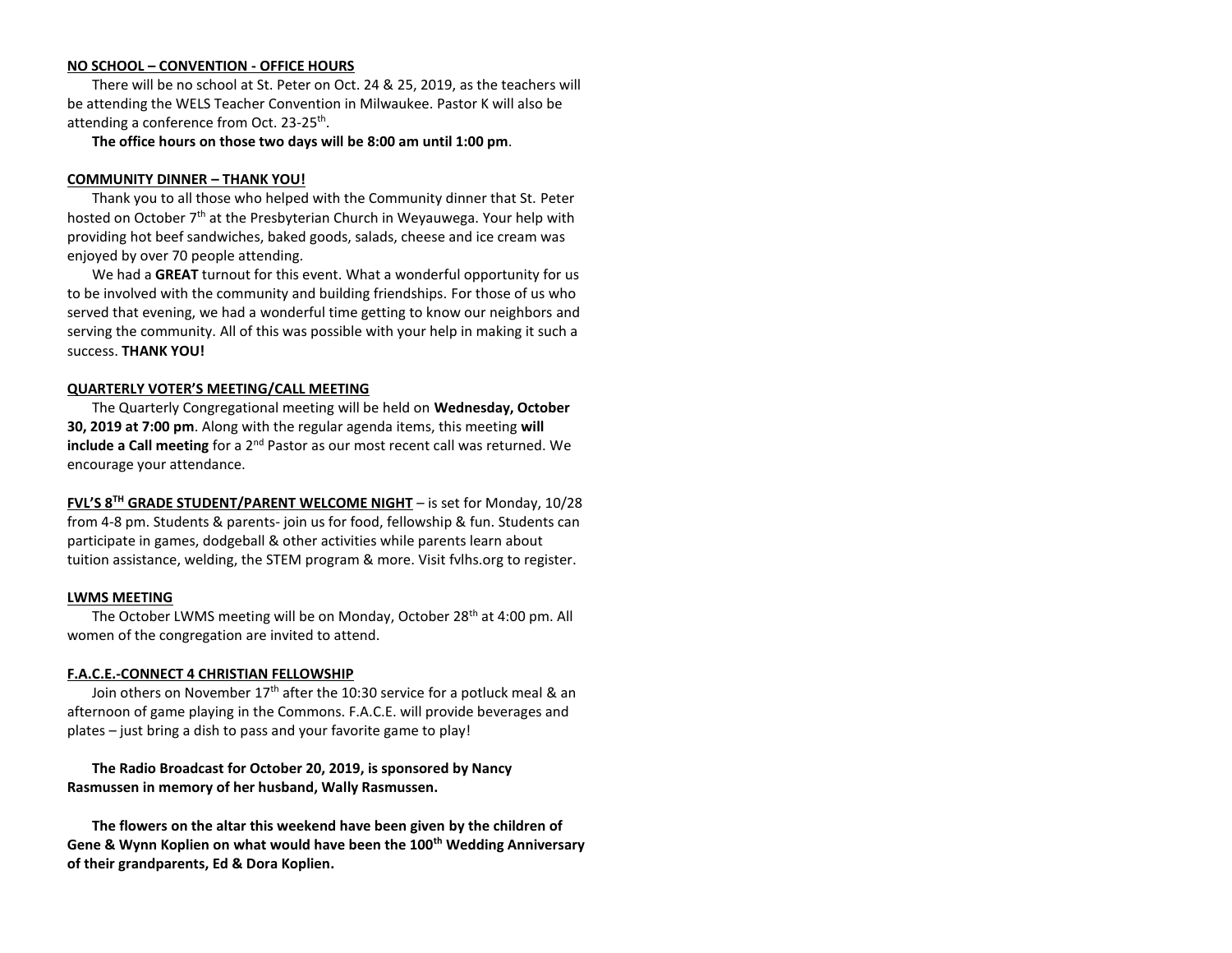**NO SCHOOL – CONVENTION - OFFICE HOURS**

There will be no school at St. Peter on Oct. 24 & 25, 2019, as the teachers will be attending the WELS Teacher Convention in Milwaukee. Pastor K will also be attending a conference from Oct. 23-25th.

**The office hours on those two days will be 8:00 am until 1:00 pm**.

**COMMUNITY DINNER – THANK YOU!**

Thank you to all those who helped with the Community dinner that St. Peter hosted on October 7th at the Presbyterian Church in Weyauwega. Your help with providing hot beef sandwiches, baked goods, salads, cheese and ice cream was enjoyed by over 70 people attending.

We had a **GREAT** turnout for this event. What a wonderful opportunity for us to be involved with the community and building friendships. For those of us who served that evening, we had a wonderful time getting to know our neighbors and serving the community. All of this was possible with your help in making it such a success. **THANK YOU!**

**QUARTERLY VOTER'S MEETING/CALL MEETING**

The Quarterly Congregational meeting will be held on **Wednesday, October 30, 2019 at 7:00 pm**. Along with the regular agenda items, this meeting **will include a Call meeting** for a 2nd Pastor as our most recent call was returned. We encourage your attendance.

**FVL'S 8TH GRADE STUDENT/PARENT WELCOME NIGHT** – is set for Monday, 10/28 from 4-8 pm. Students & parents- join us for food, fellowship & fun. Students can participate in games, dodgeball & other activities while parents learn about tuition assistance, welding, the STEM program & more. Visit fvlhs.org to register.

**LWMS MEETING**

The October LWMS meeting will be on Monday, October 28th at 4:00 pm. All women of the congregation are invited to attend.

**F.A.C.E.-CONNECT 4 CHRISTIAN FELLOWSHIP**

Join others on November 17th after the 10:30 service for a potluck meal & an afternoon of game playing in the Commons. F.A.C.E. will provide beverages and plates – just bring a dish to pass and your favorite game to play!

**The Radio Broadcast for October 20, 2019, is sponsored by Nancy Rasmussen in memory of her husband, Wally Rasmussen.**

**The flowers on the altar this weekend have been given by the children of Gene & Wynn Koplien on what would have been the 100th Wedding Anniversary of their grandparents, Ed & Dora Koplien.**